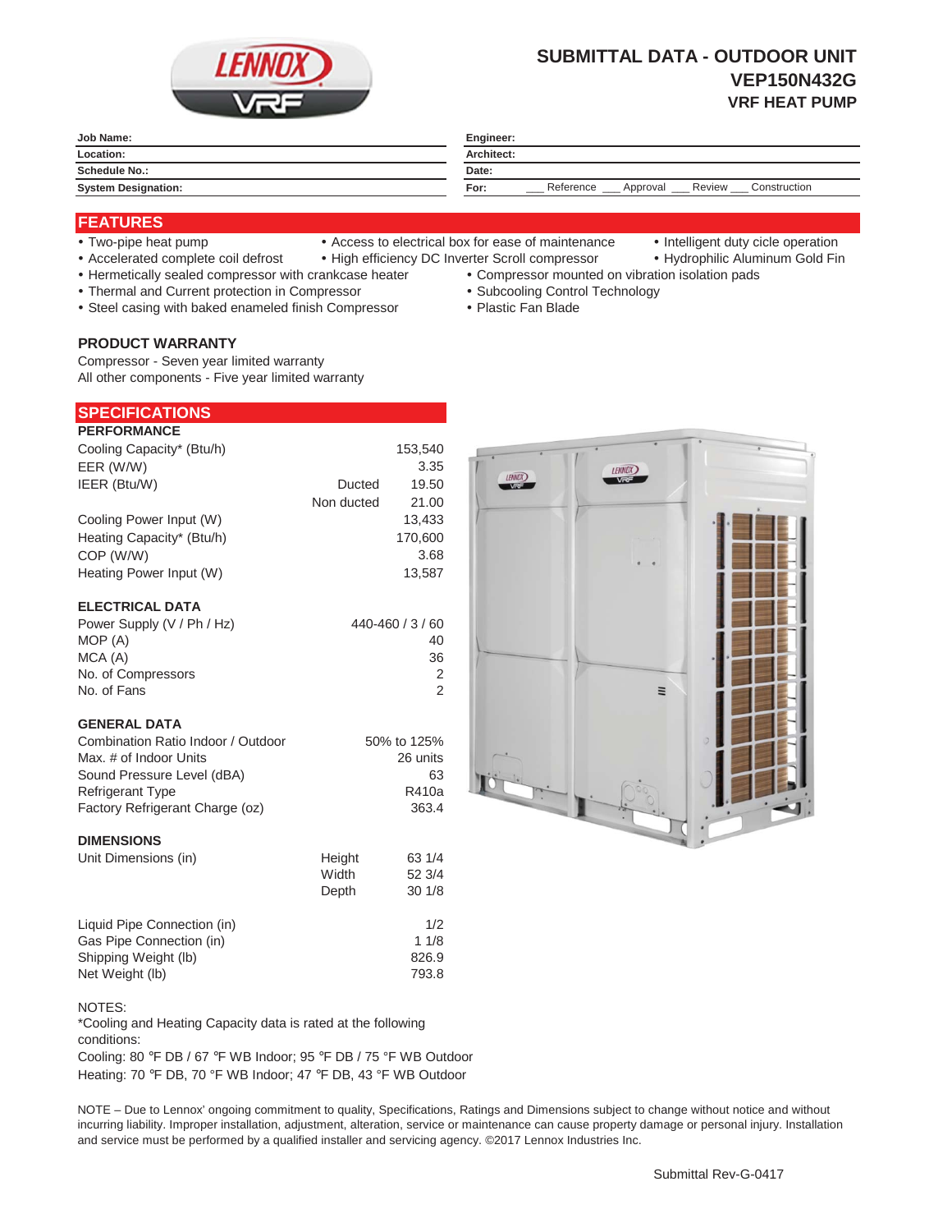# SUBMITTAL DATA - OUTDOOR UNIT
# VEP150N432G
## VRF HEAT PUMP

| | |
|---|---|
| **Job Name:** | **Engineer:** |
| **Location:** | **Architect:** |
| **Schedule No.:** | **Date:** |
| **System Designation:** | **For:** ___ Reference ___ Approval ___ Review ___ Construction |

## FEATURES

- Two-pipe heat pump
- Accelerated complete coil defrost
- Access to electrical box for ease of maintenance
- High efficiency DC Inverter Scroll compressor
- Intelligent duty cicle operation
- Hydrophilic Aluminum Gold Fin
- Hermetically sealed compressor with crankcase heater
- Thermal and Current protection in Compressor
- Steel casing with baked enameled finish Compressor
- Compressor mounted on vibration isolation pads
- Subcooling Control Technology
- Plastic Fan Blade

### PRODUCT WARRANTY

Compressor - Seven year limited warranty
All other components - Five year limited warranty

## SPECIFICATIONS

### PERFORMANCE

| | | |
|---|---|---|
| Cooling Capacity* (Btu/h) | | 153,540 |
| EER (W/W) | | 3.35 |
| IEER (Btu/W) | Ducted | 19.50 |
| | Non ducted | 21.00 |
| Cooling Power Input (W) | | 13,433 |
| Heating Capacity* (Btu/h) | | 170,600 |
| COP (W/W) | | 3.68 |
| Heating Power Input (W) | | 13,587 |

### ELECTRICAL DATA

| | |
|---|---|
| Power Supply (V / Ph / Hz) | 440-460 / 3 / 60 |
| MOP (A) | 40 |
| MCA (A) | 36 |
| No. of Compressors | 2 |
| No. of Fans | 2 |

### GENERAL DATA

| | |
|---|---|
| Combination Ratio Indoor / Outdoor | 50% to 125% |
| Max. # of Indoor Units | 26 units |
| Sound Pressure Level (dBA) | 63 |
| Refrigerant Type | R410a |
| Factory Refrigerant Charge (oz) | 363.4 |

### DIMENSIONS

| | | |
|---|---|---|
| Unit Dimensions (in) | Height | 63 1/4 |
| | Width | 52 3/4 |
| | Depth | 30 1/8 |
| Liquid Pipe Connection (in) | | 1/2 |
| Gas Pipe Connection (in) | | 1 1/8 |
| Shipping Weight (lb) | | 826.9 |
| Net Weight (lb) | | 793.8 |

NOTES:
*Cooling and Heating Capacity data is rated at the following conditions:
Cooling: 80 ℉ DB / 67 ℉ WB Indoor; 95 ℉ DB / 75 °F WB Outdoor
Heating: 70 ℉ DB, 70 °F WB Indoor; 47 ℉ DB, 43 °F WB Outdoor

NOTE – Due to Lennox' ongoing commitment to quality, Specifications, Ratings and Dimensions subject to change without notice and without incurring liability. Improper installation, adjustment, alteration, service or maintenance can cause property damage or personal injury. Installation and service must be performed by a qualified installer and servicing agency. ©2017 Lennox Industries Inc.

Submittal Rev-G-0417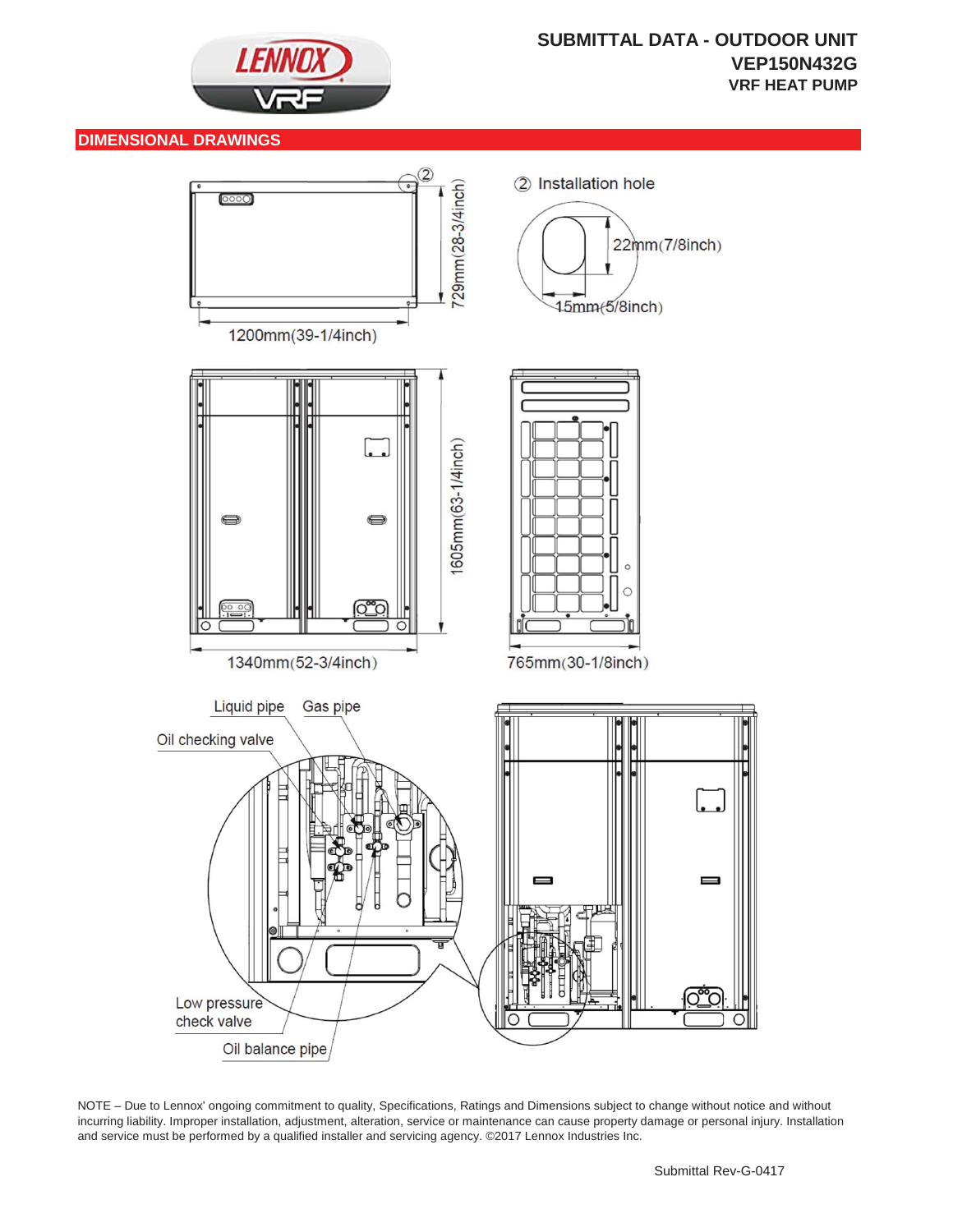SUBMITTAL DATA - OUTDOOR UNIT
VEP150N432G
VRF HEAT PUMP

## DIMENSIONAL DRAWINGS

② Installation hole

22mm(7/8inch)

15mm(5/8inch)

729mm(28-3/4inch)

1200mm(39-1/4inch)

1605mm(63-1/4inch)

1340mm(52-3/4inch)

765mm(30-1/8inch)

Liquid pipe

Gas pipe

Oil checking valve

Low pressure check valve

Oil balance pipe

NOTE – Due to Lennox' ongoing commitment to quality, Specifications, Ratings and Dimensions subject to change without notice and without incurring liability. Improper installation, adjustment, alteration, service or maintenance can cause property damage or personal injury. Installation and service must be performed by a qualified installer and servicing agency. ©2017 Lennox Industries Inc.

Submittal Rev-G-0417